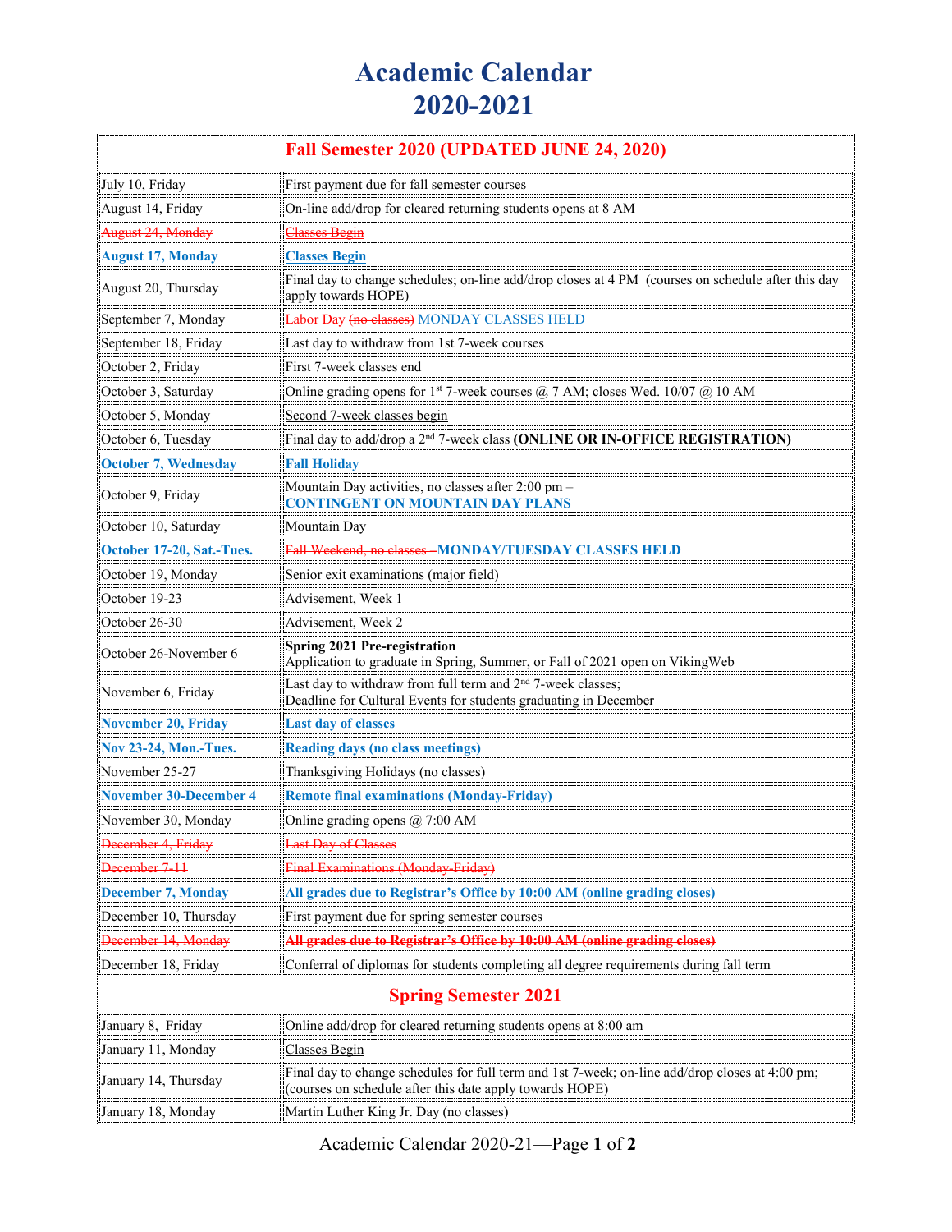# Academic Calendar 2020-2021

## Fall Semester 2020 (UPDATED JUNE 24, 2020)

| | |
|---|---|
| July 10, Friday | First payment due for fall semester courses |
| August 14, Friday | On-line add/drop for cleared returning students opens at 8 AM |
| ~~August 24, Monday~~ | ~~Classes Begin~~ |
| **August 17, Monday** | **Classes Begin** |
| August 20, Thursday | Final day to change schedules; on-line add/drop closes at 4 PM (courses on schedule after this day apply towards HOPE) |
| September 7, Monday | Labor Day ~~(no classes)~~ MONDAY CLASSES HELD |
| September 18, Friday | Last day to withdraw from 1st 7-week courses |
| October 2, Friday | First 7-week classes end |
| October 3, Saturday | Online grading opens for 1st 7-week courses @ 7 AM; closes Wed. 10/07 @ 10 AM |
| October 5, Monday | Second 7-week classes begin |
| October 6, Tuesday | Final day to add/drop a 2nd 7-week class **(ONLINE OR IN-OFFICE REGISTRATION)** |
| **October 7, Wednesday** | **Fall Holiday** |
| October 9, Friday | Mountain Day activities, no classes after 2:00 pm – **CONTINGENT ON MOUNTAIN DAY PLANS** |
| October 10, Saturday | Mountain Day |
| **October 17-20, Sat.-Tues.** | ~~Fall Weekend, no classes~~ **–MONDAY/TUESDAY CLASSES HELD** |
| October 19, Monday | Senior exit examinations (major field) |
| October 19-23 | Advisement, Week 1 |
| October 26-30 | Advisement, Week 2 |
| October 26-November 6 | **Spring 2021 Pre-registration** Application to graduate in Spring, Summer, or Fall of 2021 open on VikingWeb |
| November 6, Friday | Last day to withdraw from full term and 2nd 7-week classes; Deadline for Cultural Events for students graduating in December |
| **November 20, Friday** | **Last day of classes** |
| **Nov 23-24, Mon.-Tues.** | **Reading days (no class meetings)** |
| November 25-27 | Thanksgiving Holidays (no classes) |
| **November 30-December 4** | **Remote final examinations (Monday-Friday)** |
| November 30, Monday | Online grading opens @ 7:00 AM |
| ~~December 4, Friday~~ | ~~Last Day of Classes~~ |
| ~~December 7-11~~ | ~~Final Examinations (Monday-Friday)~~ |
| **December 7, Monday** | **All grades due to Registrar's Office by 10:00 AM (online grading closes)** |
| December 10, Thursday | First payment due for spring semester courses |
| ~~December 14, Monday~~ | ~~**All grades due to Registrar's Office by 10:00 AM (online grading closes)**~~ |
| December 18, Friday | Conferral of diplomas for students completing all degree requirements during fall term |

## Spring Semester 2021

| | |
|---|---|
| January 8, Friday | Online add/drop for cleared returning students opens at 8:00 am |
| January 11, Monday | Classes Begin |
| January 14, Thursday | Final day to change schedules for full term and 1st 7-week; on-line add/drop closes at 4:00 pm; (courses on schedule after this date apply towards HOPE) |
| January 18, Monday | Martin Luther King Jr. Day (no classes) |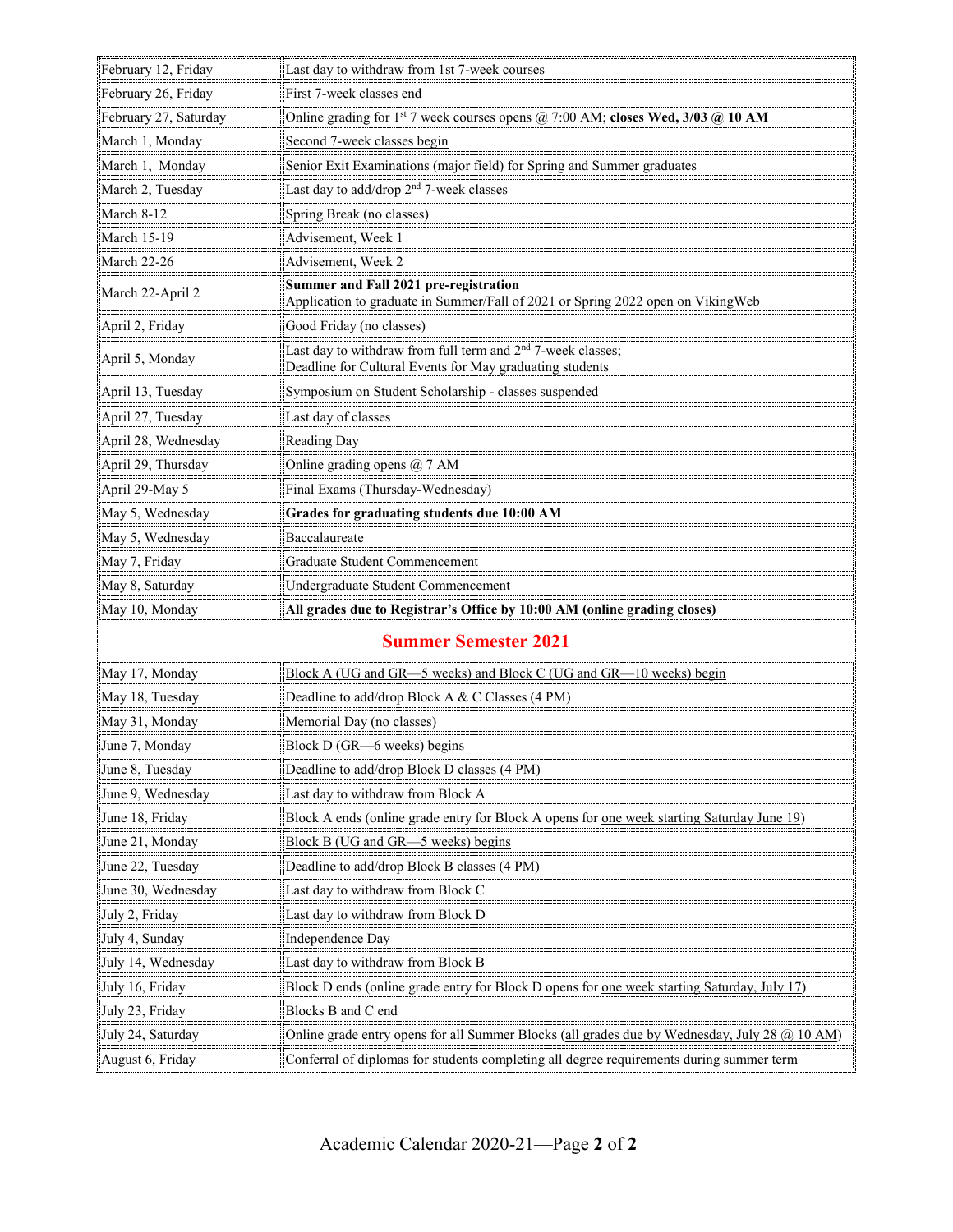| | |
|---|---|
| February 12, Friday | Last day to withdraw from 1st 7-week courses |
| February 26, Friday | First 7-week classes end |
| February 27, Saturday | Online grading for 1st 7 week courses opens @ 7:00 AM; **closes Wed, 3/03 @ 10 AM** |
| March 1, Monday | Second 7-week classes begin |
| March 1, Monday | Senior Exit Examinations (major field) for Spring and Summer graduates |
| March 2, Tuesday | Last day to add/drop 2nd 7-week classes |
| March 8-12 | Spring Break (no classes) |
| March 15-19 | Advisement, Week 1 |
| March 22-26 | Advisement, Week 2 |
| March 22-April 2 | **Summer and Fall 2021 pre-registration**<br>Application to graduate in Summer/Fall of 2021 or Spring 2022 open on VikingWeb |
| April 2, Friday | Good Friday (no classes) |
| April 5, Monday | Last day to withdraw from full term and 2nd 7-week classes;<br>Deadline for Cultural Events for May graduating students |
| April 13, Tuesday | Symposium on Student Scholarship - classes suspended |
| April 27, Tuesday | Last day of classes |
| April 28, Wednesday | Reading Day |
| April 29, Thursday | Online grading opens @ 7 AM |
| April 29-May 5 | Final Exams (Thursday-Wednesday) |
| May 5, Wednesday | **Grades for graduating students due 10:00 AM** |
| May 5, Wednesday | Baccalaureate |
| May 7, Friday | Graduate Student Commencement |
| May 8, Saturday | Undergraduate Student Commencement |
| May 10, Monday | **All grades due to Registrar's Office by 10:00 AM (online grading closes)** |

## Summer Semester 2021

| | |
|---|---|
| May 17, Monday | Block A (UG and GR—5 weeks) and Block C (UG and GR—10 weeks) begin |
| May 18, Tuesday | Deadline to add/drop Block A & C Classes (4 PM) |
| May 31, Monday | Memorial Day (no classes) |
| June 7, Monday | Block D (GR—6 weeks) begins |
| June 8, Tuesday | Deadline to add/drop Block D classes (4 PM) |
| June 9, Wednesday | Last day to withdraw from Block A |
| June 18, Friday | Block A ends (online grade entry for Block A opens for one week starting Saturday June 19) |
| June 21, Monday | Block B (UG and GR—5 weeks) begins |
| June 22, Tuesday | Deadline to add/drop Block B classes (4 PM) |
| June 30, Wednesday | Last day to withdraw from Block C |
| July 2, Friday | Last day to withdraw from Block D |
| July 4, Sunday | Independence Day |
| July 14, Wednesday | Last day to withdraw from Block B |
| July 16, Friday | Block D ends (online grade entry for Block D opens for one week starting Saturday, July 17) |
| July 23, Friday | Blocks B and C end |
| July 24, Saturday | Online grade entry opens for all Summer Blocks (all grades due by Wednesday, July 28 @ 10 AM) |
| August 6, Friday | Conferral of diplomas for students completing all degree requirements during summer term |